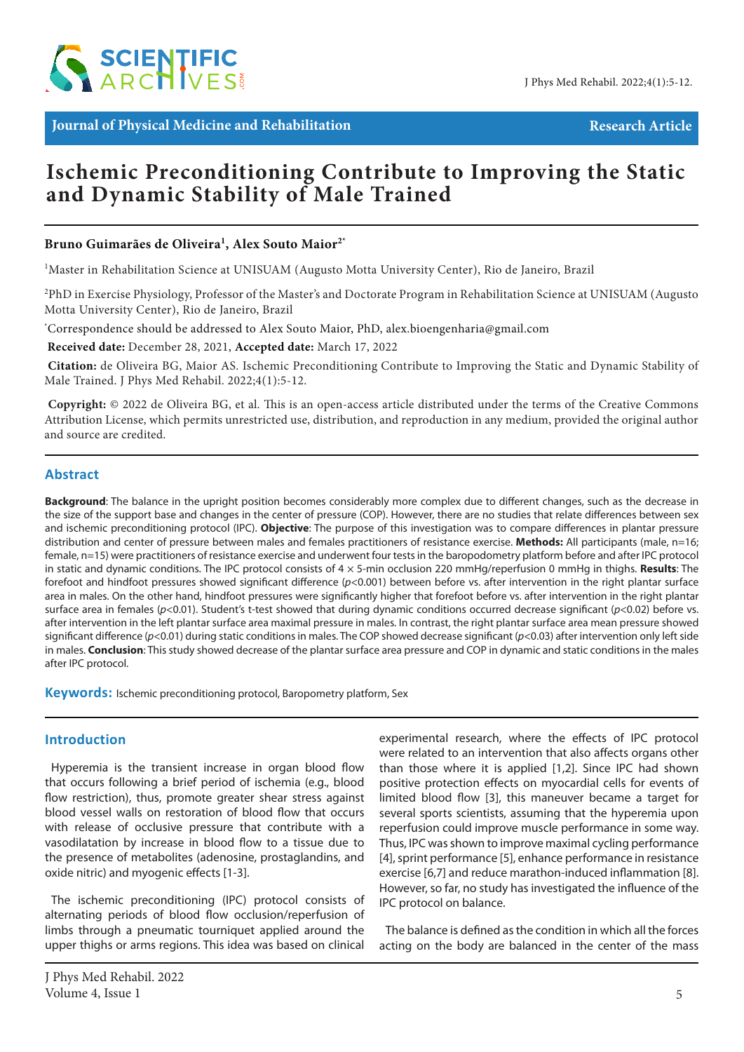Journal of Physical Medicine and Rehabilitation

Research Article

# Ischemic Preconditioning Contribute to Improving the Static and Dynamic Stability of Male Trained

**Bruno Guimarães de Oliveira[1], Alex Souto Maior[2*]**

[1]Master in Rehabilitation Science at UNISUAM (Augusto Motta University Center), Rio de Janeiro, Brazil

[2]PhD in Exercise Physiology, Professor of the Master's and Doctorate Program in Rehabilitation Science at UNISUAM (Augusto Motta University Center), Rio de Janeiro, Brazil

[*]Correspondence should be addressed to Alex Souto Maior, PhD, alex.bioengenharia@gmail.com

**Received date:** December 28, 2021, **Accepted date:** March 17, 2022

**Citation:** de Oliveira BG, Maior AS. Ischemic Preconditioning Contribute to Improving the Static and Dynamic Stability of Male Trained. J Phys Med Rehabil. 2022;4(1):5-12.

**Copyright:** © 2022 de Oliveira BG, et al. This is an open-access article distributed under the terms of the Creative Commons Attribution License, which permits unrestricted use, distribution, and reproduction in any medium, provided the original author and source are credited.

## Abstract

**Background**: The balance in the upright position becomes considerably more complex due to different changes, such as the decrease in the size of the support base and changes in the center of pressure (COP). However, there are no studies that relate differences between sex and ischemic preconditioning protocol (IPC). **Objective**: The purpose of this investigation was to compare differences in plantar pressure distribution and center of pressure between males and females practitioners of resistance exercise. **Methods:** All participants (male, n=16; female, n=15) were practitioners of resistance exercise and underwent four tests in the baropodometry platform before and after IPC protocol in static and dynamic conditions. The IPC protocol consists of 4 × 5-min occlusion 220 mmHg/reperfusion 0 mmHg in thighs. **Results**: The forefoot and hindfoot pressures showed significant difference ($p<0.001$) between before vs. after intervention in the right plantar surface area in males. On the other hand, hindfoot pressures were significantly higher that forefoot before vs. after intervention in the right plantar surface area in females ($p<0.01$). Student's t-test showed that during dynamic conditions occurred decrease significant ($p<0.02$) before vs. after intervention in the left plantar surface area maximal pressure in males. In contrast, the right plantar surface area mean pressure showed significant difference ($p<0.01$) during static conditions in males. The COP showed decrease significant ($p<0.03$) after intervention only left side in males. **Conclusion**: This study showed decrease of the plantar surface area pressure and COP in dynamic and static conditions in the males after IPC protocol.

**Keywords:** Ischemic preconditioning protocol, Baropometry platform, Sex

## Introduction

Hyperemia is the transient increase in organ blood flow that occurs following a brief period of ischemia (e.g., blood flow restriction), thus, promote greater shear stress against blood vessel walls on restoration of blood flow that occurs with release of occlusive pressure that contribute with a vasodilatation by increase in blood flow to a tissue due to the presence of metabolites (adenosine, prostaglandins, and oxide nitric) and myogenic effects [1-3].

The ischemic preconditioning (IPC) protocol consists of alternating periods of blood flow occlusion/reperfusion of limbs through a pneumatic tourniquet applied around the upper thighs or arms regions. This idea was based on clinical experimental research, where the effects of IPC protocol were related to an intervention that also affects organs other than those where it is applied [1,2]. Since IPC had shown positive protection effects on myocardial cells for events of limited blood flow [3], this maneuver became a target for several sports scientists, assuming that the hyperemia upon reperfusion could improve muscle performance in some way. Thus, IPC was shown to improve maximal cycling performance [4], sprint performance [5], enhance performance in resistance exercise [6,7] and reduce marathon-induced inflammation [8]. However, so far, no study has investigated the influence of the IPC protocol on balance.

The balance is defined as the condition in which all the forces acting on the body are balanced in the center of the mass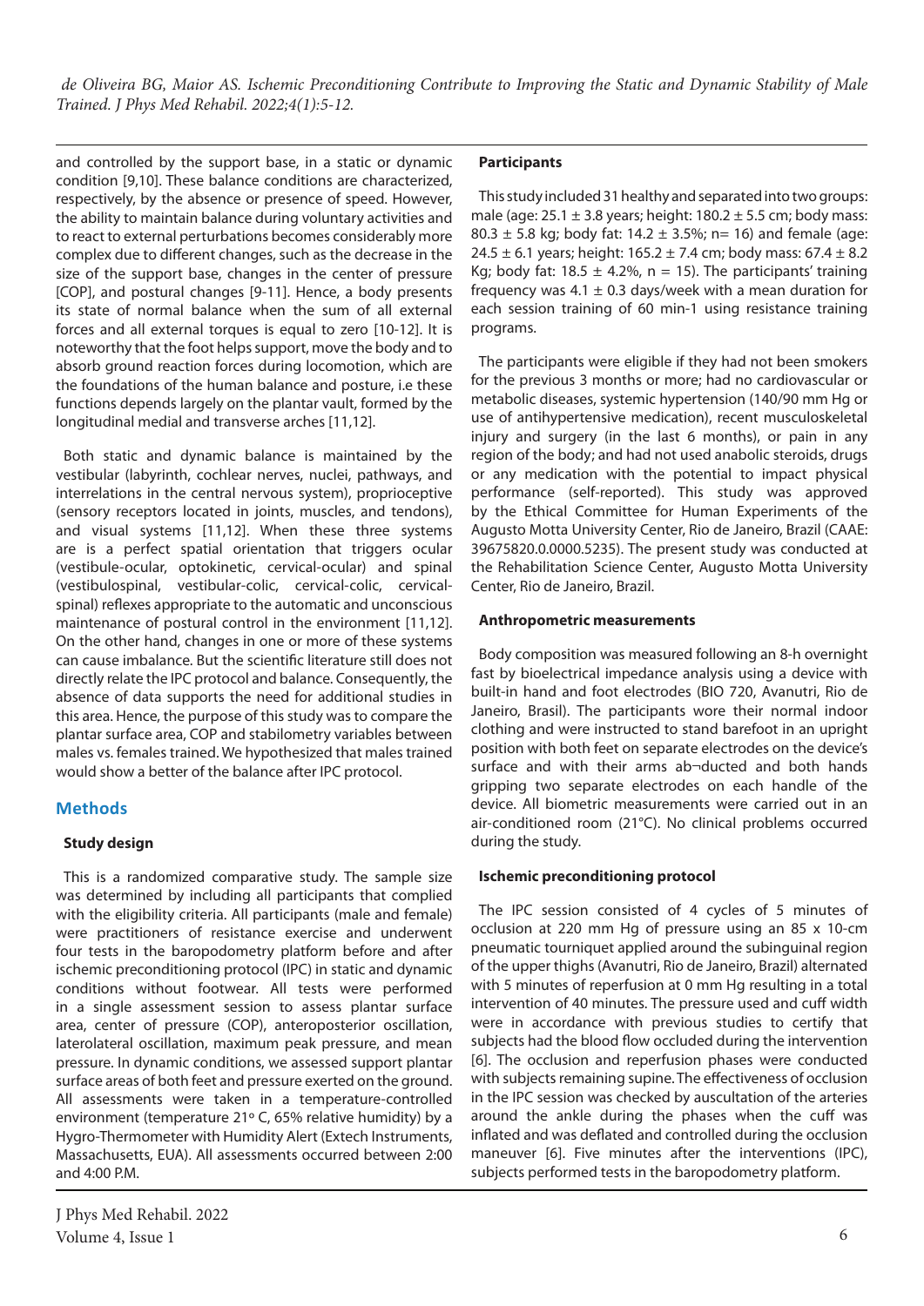and controlled by the support base, in a static or dynamic condition [9,10]. These balance conditions are characterized, respectively, by the absence or presence of speed. However, the ability to maintain balance during voluntary activities and to react to external perturbations becomes considerably more complex due to different changes, such as the decrease in the size of the support base, changes in the center of pressure [COP], and postural changes [9-11]. Hence, a body presents its state of normal balance when the sum of all external forces and all external torques is equal to zero [10-12]. It is noteworthy that the foot helps support, move the body and to absorb ground reaction forces during locomotion, which are the foundations of the human balance and posture, i.e these functions depends largely on the plantar vault, formed by the longitudinal medial and transverse arches [11,12].

Both static and dynamic balance is maintained by the vestibular (labyrinth, cochlear nerves, nuclei, pathways, and interrelations in the central nervous system), proprioceptive (sensory receptors located in joints, muscles, and tendons), and visual systems [11,12]. When these three systems are is a perfect spatial orientation that triggers ocular (vestibule-ocular, optokinetic, cervical-ocular) and spinal (vestibulospinal, vestibular-colic, cervical-colic, cervical-spinal) reflexes appropriate to the automatic and unconscious maintenance of postural control in the environment [11,12]. On the other hand, changes in one or more of these systems can cause imbalance. But the scientific literature still does not directly relate the IPC protocol and balance. Consequently, the absence of data supports the need for additional studies in this area. Hence, the purpose of this study was to compare the plantar surface area, COP and stabilometry variables between males vs. females trained. We hypothesized that males trained would show a better of the balance after IPC protocol.

## Methods

### Study design

This is a randomized comparative study. The sample size was determined by including all participants that complied with the eligibility criteria. All participants (male and female) were practitioners of resistance exercise and underwent four tests in the baropodometry platform before and after ischemic preconditioning protocol (IPC) in static and dynamic conditions without footwear. All tests were performed in a single assessment session to assess plantar surface area, center of pressure (COP), anteroposterior oscillation, laterolateral oscillation, maximum peak pressure, and mean pressure. In dynamic conditions, we assessed support plantar surface areas of both feet and pressure exerted on the ground. All assessments were taken in a temperature-controlled environment (temperature 21º C, 65% relative humidity) by a Hygro-Thermometer with Humidity Alert (Extech Instruments, Massachusetts, EUA). All assessments occurred between 2:00 and 4:00 P.M.

### Participants

This study included 31 healthy and separated into two groups: male (age: 25.1 ± 3.8 years; height: 180.2 ± 5.5 cm; body mass: 80.3 ± 5.8 kg; body fat: 14.2 ± 3.5%; n= 16) and female (age: 24.5 ± 6.1 years; height: 165.2 ± 7.4 cm; body mass: 67.4 ± 8.2 Kg; body fat: 18.5 ± 4.2%, n = 15). The participants' training frequency was 4.1 ± 0.3 days/week with a mean duration for each session training of 60 min-1 using resistance training programs.

The participants were eligible if they had not been smokers for the previous 3 months or more; had no cardiovascular or metabolic diseases, systemic hypertension (140/90 mm Hg or use of antihypertensive medication), recent musculoskeletal injury and surgery (in the last 6 months), or pain in any region of the body; and had not used anabolic steroids, drugs or any medication with the potential to impact physical performance (self-reported). This study was approved by the Ethical Committee for Human Experiments of the Augusto Motta University Center, Rio de Janeiro, Brazil (CAAE: 39675820.0.0000.5235). The present study was conducted at the Rehabilitation Science Center, Augusto Motta University Center, Rio de Janeiro, Brazil.

### Anthropometric measurements

Body composition was measured following an 8-h overnight fast by bioelectrical impedance analysis using a device with built-in hand and foot electrodes (BIO 720, Avanutri, Rio de Janeiro, Brasil). The participants wore their normal indoor clothing and were instructed to stand barefoot in an upright position with both feet on separate electrodes on the device's surface and with their arms ab¬ducted and both hands gripping two separate electrodes on each handle of the device. All biometric measurements were carried out in an air-conditioned room (21°C). No clinical problems occurred during the study.

### Ischemic preconditioning protocol

The IPC session consisted of 4 cycles of 5 minutes of occlusion at 220 mm Hg of pressure using an 85 x 10-cm pneumatic tourniquet applied around the subinguinal region of the upper thighs (Avanutri, Rio de Janeiro, Brazil) alternated with 5 minutes of reperfusion at 0 mm Hg resulting in a total intervention of 40 minutes. The pressure used and cuff width were in accordance with previous studies to certify that subjects had the blood flow occluded during the intervention [6]. The occlusion and reperfusion phases were conducted with subjects remaining supine. The effectiveness of occlusion in the IPC session was checked by auscultation of the arteries around the ankle during the phases when the cuff was inflated and was deflated and controlled during the occlusion maneuver [6]. Five minutes after the interventions (IPC), subjects performed tests in the baropodometry platform.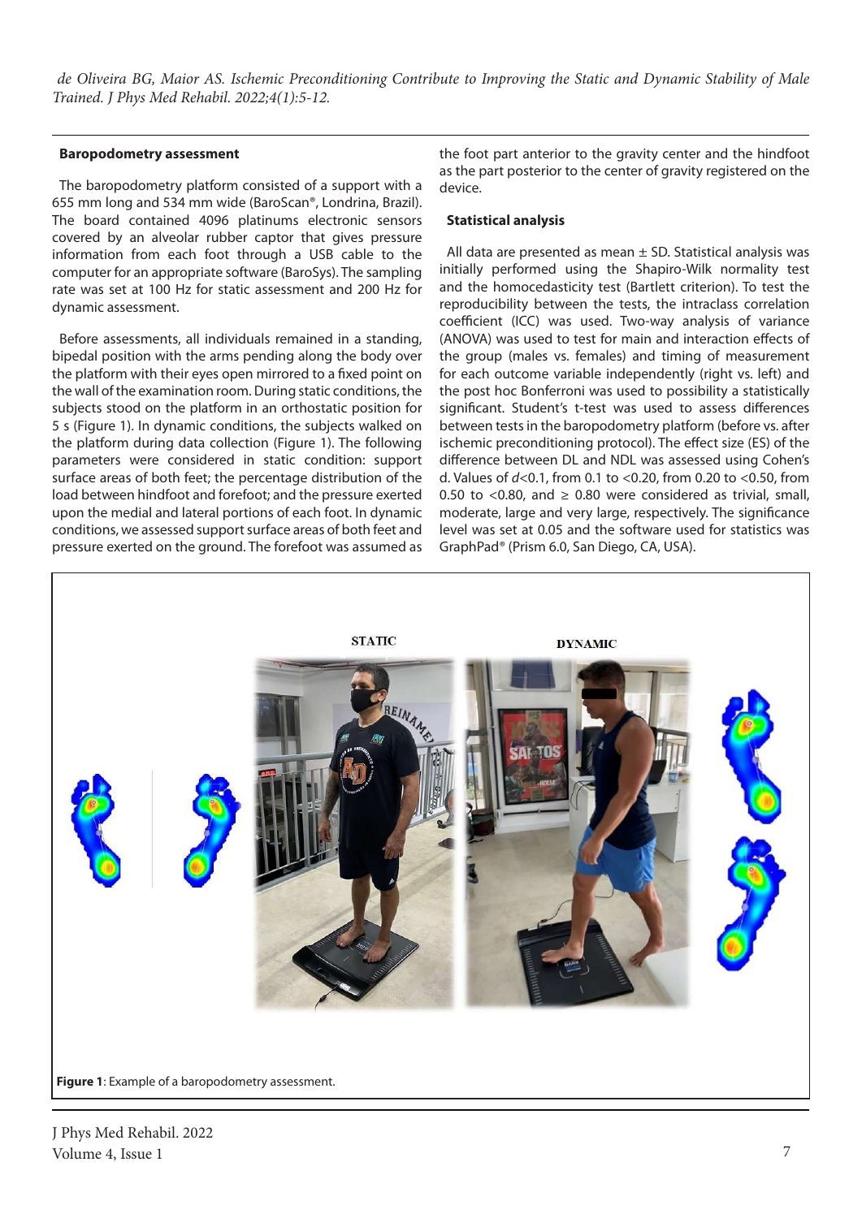### Baropodometry assessment

The baropodometry platform consisted of a support with a 655 mm long and 534 mm wide (BaroScan®, Londrina, Brazil). The board contained 4096 platinums electronic sensors covered by an alveolar rubber captor that gives pressure information from each foot through a USB cable to the computer for an appropriate software (BaroSys). The sampling rate was set at 100 Hz for static assessment and 200 Hz for dynamic assessment.

Before assessments, all individuals remained in a standing, bipedal position with the arms pending along the body over the platform with their eyes open mirrored to a fixed point on the wall of the examination room. During static conditions, the subjects stood on the platform in an orthostatic position for 5 s (Figure 1). In dynamic conditions, the subjects walked on the platform during data collection (Figure 1). The following parameters were considered in static condition: support surface areas of both feet; the percentage distribution of the load between hindfoot and forefoot; and the pressure exerted upon the medial and lateral portions of each foot. In dynamic conditions, we assessed support surface areas of both feet and pressure exerted on the ground. The forefoot was assumed as the foot part anterior to the gravity center and the hindfoot as the part posterior to the center of gravity registered on the device.

### Statistical analysis

All data are presented as mean ± SD. Statistical analysis was initially performed using the Shapiro-Wilk normality test and the homocedasticity test (Bartlett criterion). To test the reproducibility between the tests, the intraclass correlation coefficient (ICC) was used. Two-way analysis of variance (ANOVA) was used to test for main and interaction effects of the group (males vs. females) and timing of measurement for each outcome variable independently (right vs. left) and the post hoc Bonferroni was used to possibility a statistically significant. Student's t-test was used to assess differences between tests in the baropodometry platform (before vs. after ischemic preconditioning protocol). The effect size (ES) of the difference between DL and NDL was assessed using Cohen's d. Values of $d$<0.1, from 0.1 to <0.20, from 0.20 to <0.50, from 0.50 to <0.80, and ≥ 0.80 were considered as trivial, small, moderate, large and very large, respectively. The significance level was set at 0.05 and the software used for statistics was GraphPad® (Prism 6.0, San Diego, CA, USA).

**Figure 1**: Example of a baropodometry assessment.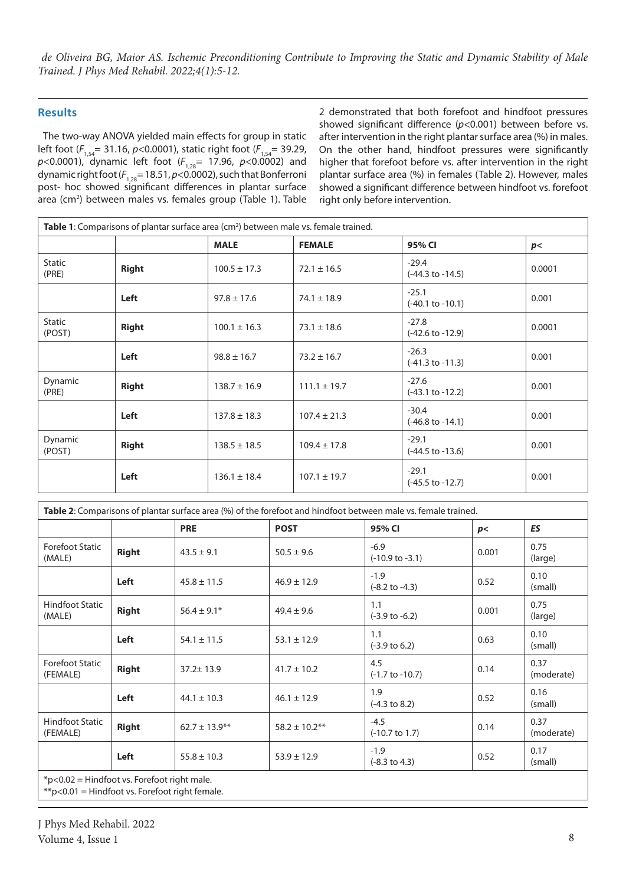## Results

The two-way ANOVA yielded main effects for group in static left foot ($F_{1,54}$= 31.16, $p$<0.0001), static right foot ($F_{1,54}$= 39.29, $p$<0.0001), dynamic left foot ($F_{1,28}$= 17.96, $p$<0.0002) and dynamic right foot ($F_{1,28}$= 18.51, $p$<0.0002), such that Bonferroni post- hoc showed significant differences in plantar surface area (cm²) between males vs. females group (Table 1). Table 2 demonstrated that both forefoot and hindfoot pressures showed significant difference ($p$<0.001) between before vs. after intervention in the right plantar surface area (%) in males. On the other hand, hindfoot pressures were significantly higher that forefoot before vs. after intervention in the right plantar surface area (%) in females (Table 2). However, males showed a significant difference between hindfoot vs. forefoot right only before intervention.

**Table 1**: Comparisons of plantar surface area (cm²) between male vs. female trained.

| | | MALE | FEMALE | 95% CI | p< |
|---|---|---|---|---|---|
| Static (PRE) | **Right** | 100.5 ± 17.3 | 72.1 ± 16.5 | -29.4 (-44.3 to -14.5) | 0.0001 |
| | **Left** | 97.8 ± 17.6 | 74.1 ± 18.9 | -25.1 (-40.1 to -10.1) | 0.001 |
| Static (POST) | **Right** | 100.1 ± 16.3 | 73.1 ± 18.6 | -27.8 (-42.6 to -12.9) | 0.0001 |
| | **Left** | 98.8 ± 16.7 | 73.2 ± 16.7 | -26.3 (-41.3 to -11.3) | 0.001 |
| Dynamic (PRE) | **Right** | 138.7 ± 16.9 | 111.1 ± 19.7 | -27.6 (-43.1 to -12.2) | 0.001 |
| | **Left** | 137.8 ± 18.3 | 107.4 ± 21.3 | -30.4 (-46.8 to -14.1) | 0.001 |
| Dynamic (POST) | **Right** | 138.5 ± 18.5 | 109.4 ± 17.8 | -29.1 (-44.5 to -13.6) | 0.001 |
| | **Left** | 136.1 ± 18.4 | 107.1 ± 19.7 | -29.1 (-45.5 to -12.7) | 0.001 |

**Table 2**: Comparisons of plantar surface area (%) of the forefoot and hindfoot between male vs. female trained.

| | | PRE | POST | 95% CI | p< | ES |
|---|---|---|---|---|---|---|
| Forefoot Static (MALE) | **Right** | 43.5 ± 9.1 | 50.5 ± 9.6 | -6.9 (-10.9 to -3.1) | 0.001 | 0.75 (large) |
| | **Left** | 45.8 ± 11.5 | 46.9 ± 12.9 | -1.9 (-8.2 to -4.3) | 0.52 | 0.10 (small) |
| Hindfoot Static (MALE) | **Right** | 56.4 ± 9.1* | 49.4 ± 9.6 | 1.1 (-3.9 to -6.2) | 0.001 | 0.75 (large) |
| | **Left** | 54.1 ± 11.5 | 53.1 ± 12.9 | 1.1 (-3.9 to 6.2) | 0.63 | 0.10 (small) |
| Forefoot Static (FEMALE) | **Right** | 37.2± 13.9 | 41.7 ± 10.2 | 4.5 (-1.7 to -10.7) | 0.14 | 0.37 (moderate) |
| | **Left** | 44.1 ± 10.3 | 46.1 ± 12.9 | 1.9 (-4.3 to 8.2) | 0.52 | 0.16 (small) |
| Hindfoot Static (FEMALE) | **Right** | 62.7 ± 13.9** | 58.2 ± 10.2** | -4.5 (-10.7 to 1.7) | 0.14 | 0.37 (moderate) |
| | **Left** | 55.8 ± 10.3 | 53.9 ± 12.9 | -1.9 (-8.3 to 4.3) | 0.52 | 0.17 (small) |

*p<0.02 = Hindfoot vs. Forefoot right male.
**p<0.01 = Hindfoot vs. Forefoot right female.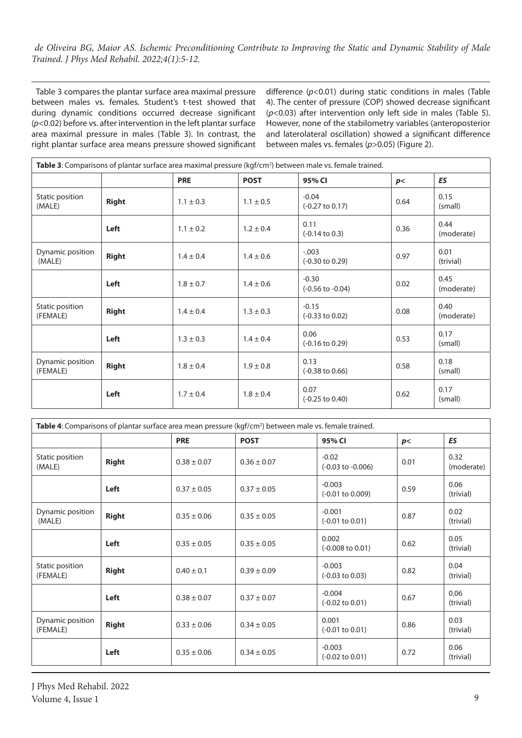Table 3 compares the plantar surface area maximal pressure between males vs. females. Student's t-test showed that during dynamic conditions occurred decrease significant ($p<0.02$) before vs. after intervention in the left plantar surface area maximal pressure in males (Table 3). In contrast, the right plantar surface area means pressure showed significant difference ($p<0.01$) during static conditions in males (Table 4). The center of pressure (COP) showed decrease significant ($p<0.03$) after intervention only left side in males (Table 5). However, none of the stabilometry variables (anteroposterior and laterolateral oscillation) showed a significant difference between males vs. females ($p>0.05$) (Figure 2).

**Table 3**: Comparisons of plantar surface area maximal pressure (kgf/cm²) between male vs. female trained.

| | | PRE | POST | 95% CI | *p*< | *ES* |
|---|---|---|---|---|---|---|
| Static position (MALE) | **Right** | 1.1 ± 0.3 | 1.1 ± 0.5 | -0.04 (-0.27 to 0.17) | 0.64 | 0.15 (small) |
| | **Left** | 1.1 ± 0.2 | 1.2 ± 0.4 | 0.11 (-0.14 to 0.3) | 0.36 | 0.44 (moderate) |
| Dynamic position (MALE) | **Right** | 1.4 ± 0.4 | 1.4 ± 0.6 | -.003 (-0.30 to 0.29) | 0.97 | 0.01 (trivial) |
| | **Left** | 1.8 ± 0.7 | 1.4 ± 0.6 | -0.30 (-0.56 to -0.04) | 0.02 | 0.45 (moderate) |
| Static position (FEMALE) | **Right** | 1.4 ± 0.4 | 1.3 ± 0.3 | -0.15 (-0.33 to 0.02) | 0.08 | 0.40 (moderate) |
| | **Left** | 1.3 ± 0.3 | 1.4 ± 0.4 | 0.06 (-0.16 to 0.29) | 0.53 | 0.17 (small) |
| Dynamic position (FEMALE) | **Right** | 1.8 ± 0.4 | 1.9 ± 0.8 | 0.13 (-0.38 to 0.66) | 0.58 | 0.18 (small) |
| | **Left** | 1.7 ± 0.4 | 1.8 ± 0.4 | 0.07 (-0.25 to 0.40) | 0.62 | 0.17 (small) |

**Table 4**: Comparisons of plantar surface area mean pressure (kgf/cm²) between male vs. female trained.

| | | PRE | POST | 95% CI | *p*< | *ES* |
|---|---|---|---|---|---|---|
| Static position (MALE) | **Right** | 0.38 ± 0.07 | 0.36 ± 0.07 | -0.02 (-0.03 to -0.006) | 0.01 | 0.32 (moderate) |
| | **Left** | 0.37 ± 0.05 | 0.37 ± 0.05 | -0.003 (-0.01 to 0.009) | 0.59 | 0.06 (trivial) |
| Dynamic position (MALE) | **Right** | 0.35 ± 0.06 | 0.35 ± 0.05 | -0.001 (-0.01 to 0.01) | 0.87 | 0.02 (trivial) |
| | **Left** | 0.35 ± 0.05 | 0.35 ± 0.05 | 0.002 (-0.008 to 0.01) | 0.62 | 0.05 (trivial) |
| Static position (FEMALE) | **Right** | 0.40 ± 0.1 | 0.39 ± 0.09 | -0.003 (-0.03 to 0.03) | 0.82 | 0.04 (trivial) |
| | **Left** | 0.38 ± 0.07 | 0.37 ± 0.07 | -0.004 (-0.02 to 0.01) | 0.67 | 0.06 (trivial) |
| Dynamic position (FEMALE) | **Right** | 0.33 ± 0.06 | 0.34 ± 0.05 | 0.001 (-0.01 to 0.01) | 0.86 | 0.03 (trivial) |
| | **Left** | 0.35 ± 0.06 | 0.34 ± 0.05 | -0.003 (-0.02 to 0.01) | 0.72 | 0.06 (trivial) |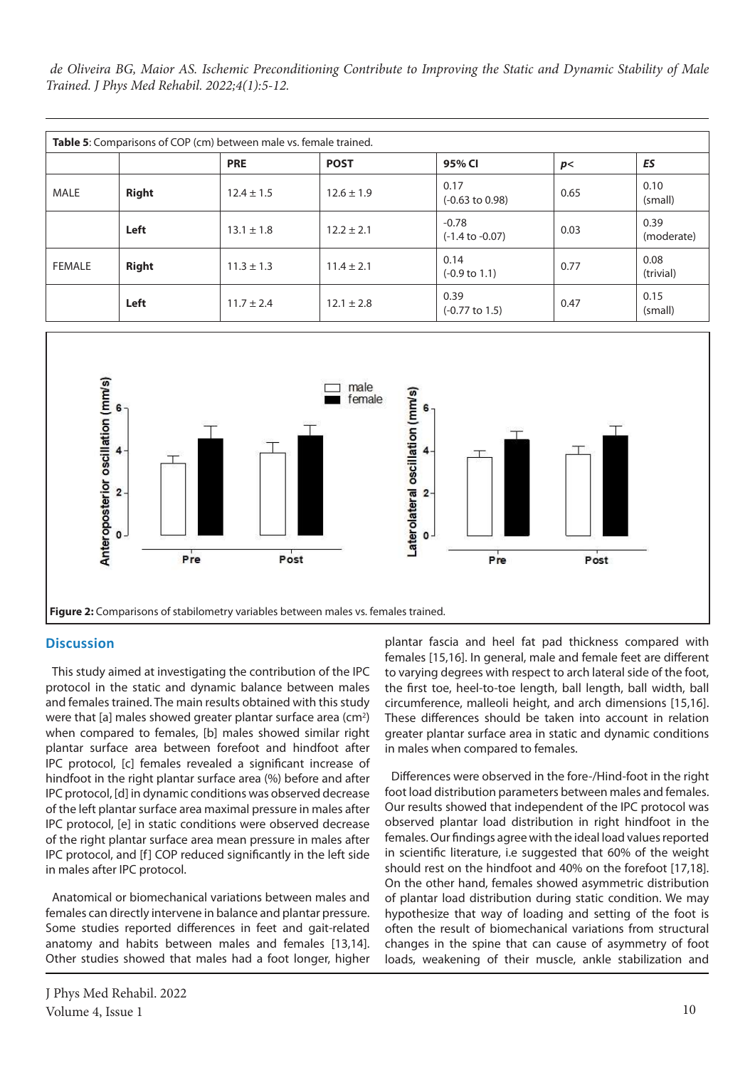**Table 5**: Comparisons of COP (cm) between male vs. female trained.

| | | PRE | POST | 95% CI | p< | ES |
|---|---|---|---|---|---|---|
| MALE | **Right** | 12.4 ± 1.5 | 12.6 ± 1.9 | 0.17 (-0.63 to 0.98) | 0.65 | 0.10 (small) |
| | **Left** | 13.1 ± 1.8 | 12.2 ± 2.1 | -0.78 (-1.4 to -0.07) | 0.03 | 0.39 (moderate) |
| FEMALE | **Right** | 11.3 ± 1.3 | 11.4 ± 2.1 | 0.14 (-0.9 to 1.1) | 0.77 | 0.08 (trivial) |
| | **Left** | 11.7 ± 2.4 | 12.1 ± 2.8 | 0.39 (-0.77 to 1.5) | 0.47 | 0.15 (small) |

**Figure 2:** Comparisons of stabilometry variables between males vs. females trained.

## Discussion

This study aimed at investigating the contribution of the IPC protocol in the static and dynamic balance between males and females trained. The main results obtained with this study were that [a] males showed greater plantar surface area ($cm^2$) when compared to females, [b] males showed similar right plantar surface area between forefoot and hindfoot after IPC protocol, [c] females revealed a significant increase of hindfoot in the right plantar surface area (%) before and after IPC protocol, [d] in dynamic conditions was observed decrease of the left plantar surface area maximal pressure in males after IPC protocol, [e] in static conditions were observed decrease of the right plantar surface area mean pressure in males after IPC protocol, and [f] COP reduced significantly in the left side in males after IPC protocol.

Anatomical or biomechanical variations between males and females can directly intervene in balance and plantar pressure. Some studies reported differences in feet and gait-related anatomy and habits between males and females [13,14]. Other studies showed that males had a foot longer, higher plantar fascia and heel fat pad thickness compared with females [15,16]. In general, male and female feet are different to varying degrees with respect to arch lateral side of the foot, the first toe, heel-to-toe length, ball length, ball width, ball circumference, malleoli height, and arch dimensions [15,16]. These differences should be taken into account in relation greater plantar surface area in static and dynamic conditions in males when compared to females.

Differences were observed in the fore-/Hind-foot in the right foot load distribution parameters between males and females. Our results showed that independent of the IPC protocol was observed plantar load distribution in right hindfoot in the females. Our findings agree with the ideal load values reported in scientific literature, i.e suggested that 60% of the weight should rest on the hindfoot and 40% on the forefoot [17,18]. On the other hand, females showed asymmetric distribution of plantar load distribution during static condition. We may hypothesize that way of loading and setting of the foot is often the result of biomechanical variations from structural changes in the spine that can cause of asymmetry of foot loads, weakening of their muscle, ankle stabilization and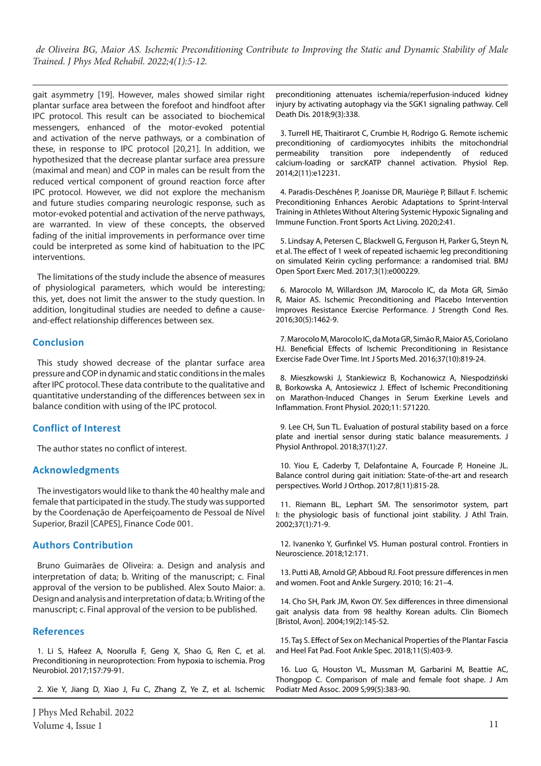gait asymmetry [19]. However, males showed similar right plantar surface area between the forefoot and hindfoot after IPC protocol. This result can be associated to biochemical messengers, enhanced of the motor-evoked potential and activation of the nerve pathways, or a combination of these, in response to IPC protocol [20,21]. In addition, we hypothesized that the decrease plantar surface area pressure (maximal and mean) and COP in males can be result from the reduced vertical component of ground reaction force after IPC protocol. However, we did not explore the mechanism and future studies comparing neurologic response, such as motor-evoked potential and activation of the nerve pathways, are warranted. In view of these concepts, the observed fading of the initial improvements in performance over time could be interpreted as some kind of habituation to the IPC interventions.

The limitations of the study include the absence of measures of physiological parameters, which would be interesting; this, yet, does not limit the answer to the study question. In addition, longitudinal studies are needed to define a cause-and-effect relationship differences between sex.

## Conclusion

This study showed decrease of the plantar surface area pressure and COP in dynamic and static conditions in the males after IPC protocol. These data contribute to the qualitative and quantitative understanding of the differences between sex in balance condition with using of the IPC protocol.

## Conflict of Interest

The author states no conflict of interest.

## Acknowledgments

The investigators would like to thank the 40 healthy male and female that participated in the study. The study was supported by the Coordenação de Aperfeiçoamento de Pessoal de Nível Superior, Brazil [CAPES], Finance Code 001.

## Authors Contribution

Bruno Guimarães de Oliveira: a. Design and analysis and interpretation of data; b. Writing of the manuscript; c. Final approval of the version to be published. Alex Souto Maior: a. Design and analysis and interpretation of data; b. Writing of the manuscript; c. Final approval of the version to be published.

## References

1. Li S, Hafeez A, Noorulla F, Geng X, Shao G, Ren C, et al. Preconditioning in neuroprotection: From hypoxia to ischemia. Prog Neurobiol. 2017;157:79-91.

2. Xie Y, Jiang D, Xiao J, Fu C, Zhang Z, Ye Z, et al. Ischemic preconditioning attenuates ischemia/reperfusion-induced kidney injury by activating autophagy via the SGK1 signaling pathway. Cell Death Dis. 2018;9(3):338.

3. Turrell HE, Thaitirarot C, Crumbie H, Rodrigo G. Remote ischemic preconditioning of cardiomyocytes inhibits the mitochondrial permeability transition pore independently of reduced calcium-loading or sarcKATP channel activation. Physiol Rep. 2014;2(11):e12231.

4. Paradis-Deschênes P, Joanisse DR, Mauriège P, Billaut F. Ischemic Preconditioning Enhances Aerobic Adaptations to Sprint-Interval Training in Athletes Without Altering Systemic Hypoxic Signaling and Immune Function. Front Sports Act Living. 2020;2:41.

5. Lindsay A, Petersen C, Blackwell G, Ferguson H, Parker G, Steyn N, et al. The effect of 1 week of repeated ischaemic leg preconditioning on simulated Keirin cycling performance: a randomised trial. BMJ Open Sport Exerc Med. 2017;3(1):e000229.

6. Marocolo M, Willardson JM, Marocolo IC, da Mota GR, Simão R, Maior AS. Ischemic Preconditioning and Placebo Intervention Improves Resistance Exercise Performance. J Strength Cond Res. 2016;30(5):1462-9.

7. Marocolo M, Marocolo IC, da Mota GR, Simão R, Maior AS, Coriolano HJ. Beneficial Effects of Ischemic Preconditioning in Resistance Exercise Fade Over Time. Int J Sports Med. 2016;37(10):819-24.

8. Mieszkowski J, Stankiewicz B, Kochanowicz A, Niespodziński B, Borkowska A, Antosiewicz J. Effect of Ischemic Preconditioning on Marathon-Induced Changes in Serum Exerkine Levels and Inflammation. Front Physiol. 2020;11: 571220.

9. Lee CH, Sun TL. Evaluation of postural stability based on a force plate and inertial sensor during static balance measurements. J Physiol Anthropol. 2018;37(1):27.

10. Yiou E, Caderby T, Delafontaine A, Fourcade P, Honeine JL. Balance control during gait initiation: State-of-the-art and research perspectives. World J Orthop. 2017;8(11):815-28.

11. Riemann BL, Lephart SM. The sensorimotor system, part I: the physiologic basis of functional joint stability. J Athl Train. 2002;37(1):71-9.

12. Ivanenko Y, Gurfinkel VS. Human postural control. Frontiers in Neuroscience. 2018;12:171.

13. Putti AB, Arnold GP, Abboud RJ. Foot pressure differences in men and women. Foot and Ankle Surgery. 2010; 16: 21–4.

14. Cho SH, Park JM, Kwon OY. Sex differences in three dimensional gait analysis data from 98 healthy Korean adults. Clin Biomech [Bristol, Avon]. 2004;19(2):145-52.

15. Taş S. Effect of Sex on Mechanical Properties of the Plantar Fascia and Heel Fat Pad. Foot Ankle Spec. 2018;11(5):403-9.

16. Luo G, Houston VL, Mussman M, Garbarini M, Beattie AC, Thongpop C. Comparison of male and female foot shape. J Am Podiatr Med Assoc. 2009 S;99(5):383-90.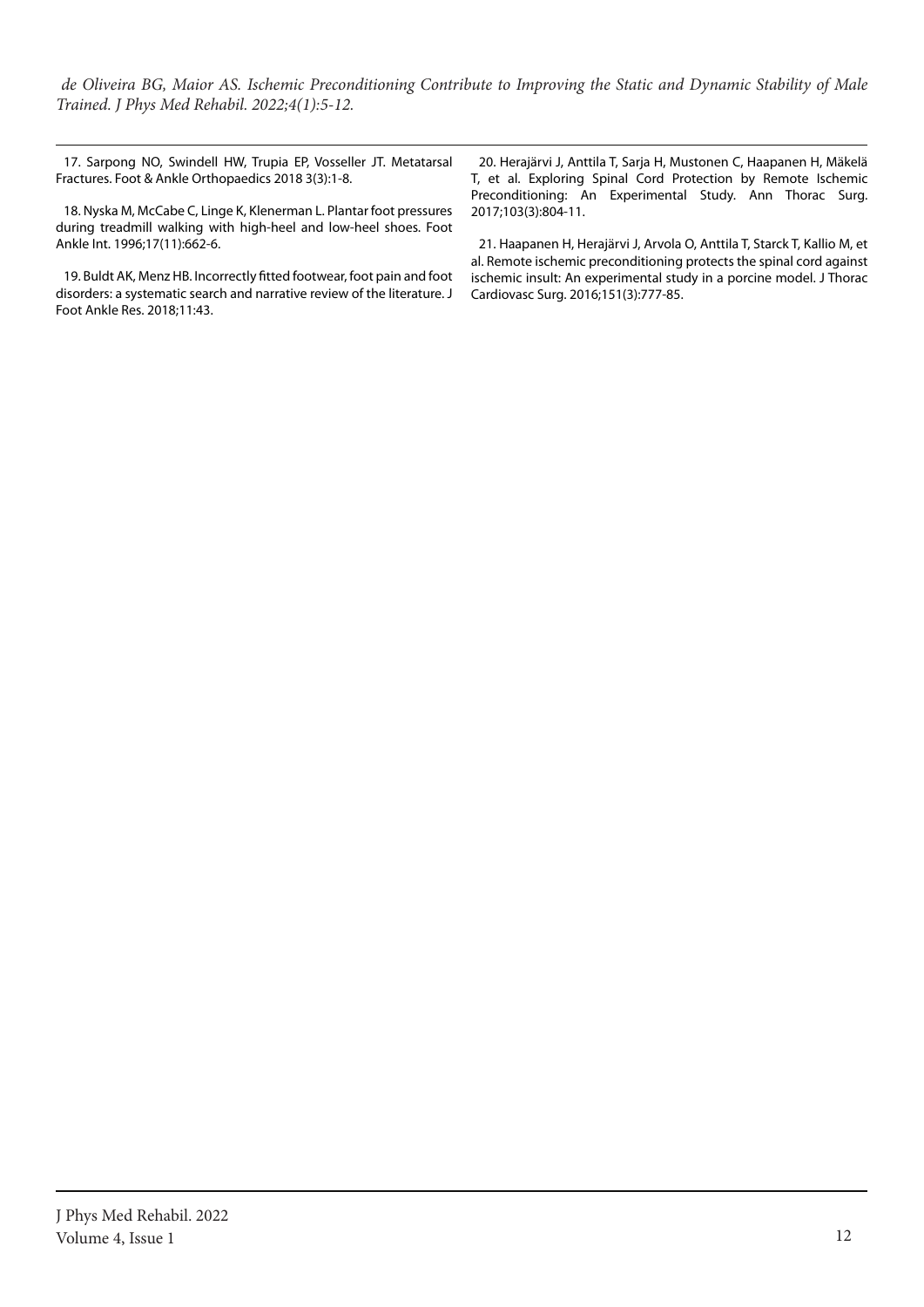17. Sarpong NO, Swindell HW, Trupia EP, Vosseller JT. Metatarsal Fractures. Foot & Ankle Orthopaedics 2018 3(3):1-8.

18. Nyska M, McCabe C, Linge K, Klenerman L. Plantar foot pressures during treadmill walking with high-heel and low-heel shoes. Foot Ankle Int. 1996;17(11):662-6.

19. Buldt AK, Menz HB. Incorrectly fitted footwear, foot pain and foot disorders: a systematic search and narrative review of the literature. J Foot Ankle Res. 2018;11:43.

20. Herajärvi J, Anttila T, Sarja H, Mustonen C, Haapanen H, Mäkelä T, et al. Exploring Spinal Cord Protection by Remote Ischemic Preconditioning: An Experimental Study. Ann Thorac Surg. 2017;103(3):804-11.

21. Haapanen H, Herajärvi J, Arvola O, Anttila T, Starck T, Kallio M, et al. Remote ischemic preconditioning protects the spinal cord against ischemic insult: An experimental study in a porcine model. J Thorac Cardiovasc Surg. 2016;151(3):777-85.